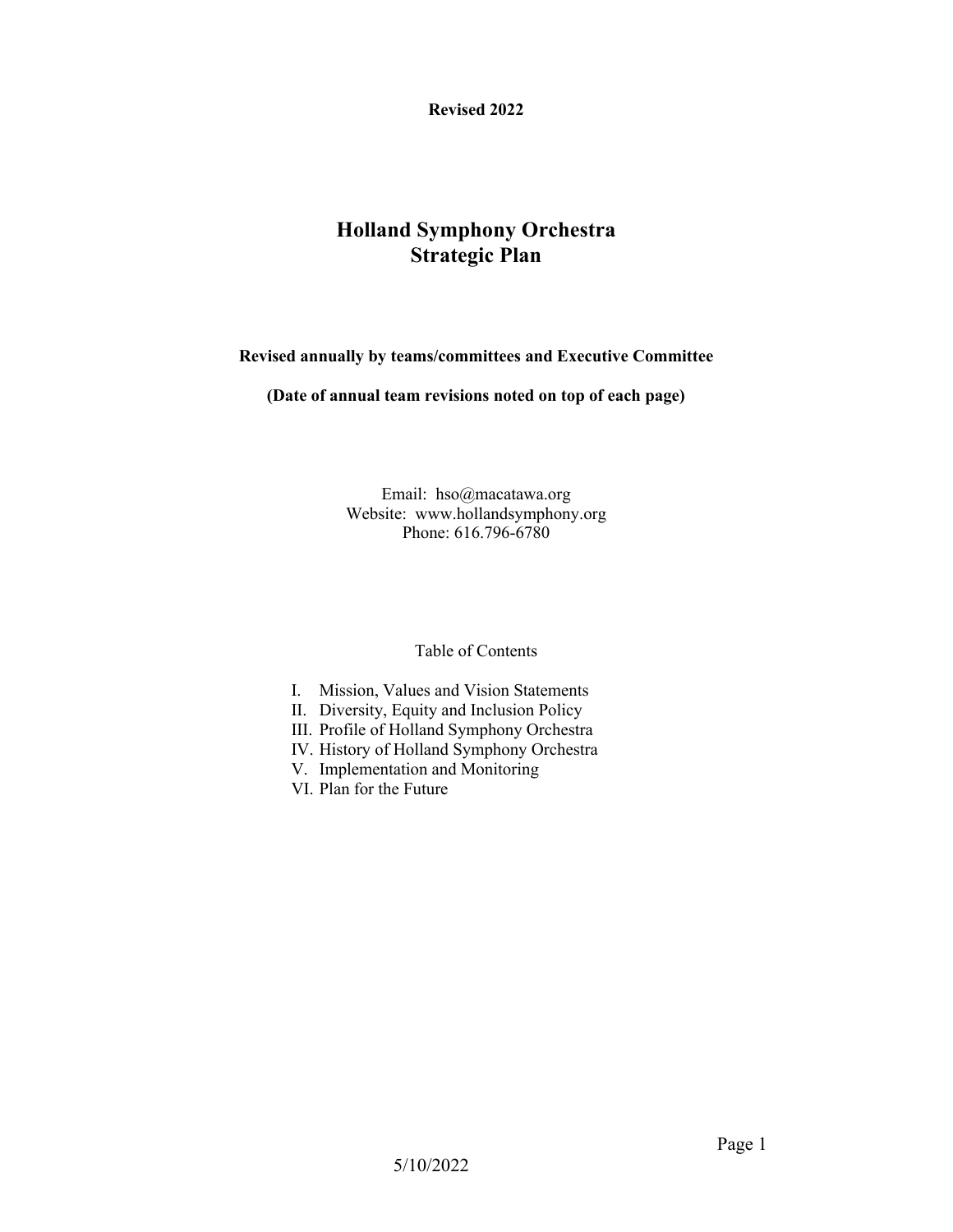**Revised 2022**

# Holland Symphony Orchestra
# Strategic Plan

**Revised annually by teams/committees and Executive Committee**

**(Date of annual team revisions noted on top of each page)**

Email: hso@macatawa.org
Website: www.hollandsymphony.org
Phone: 616.796-6780

Table of Contents

I. Mission, Values and Vision Statements
II. Diversity, Equity and Inclusion Policy
III. Profile of Holland Symphony Orchestra
IV. History of Holland Symphony Orchestra
V. Implementation and Monitoring
VI. Plan for the Future

5/10/2022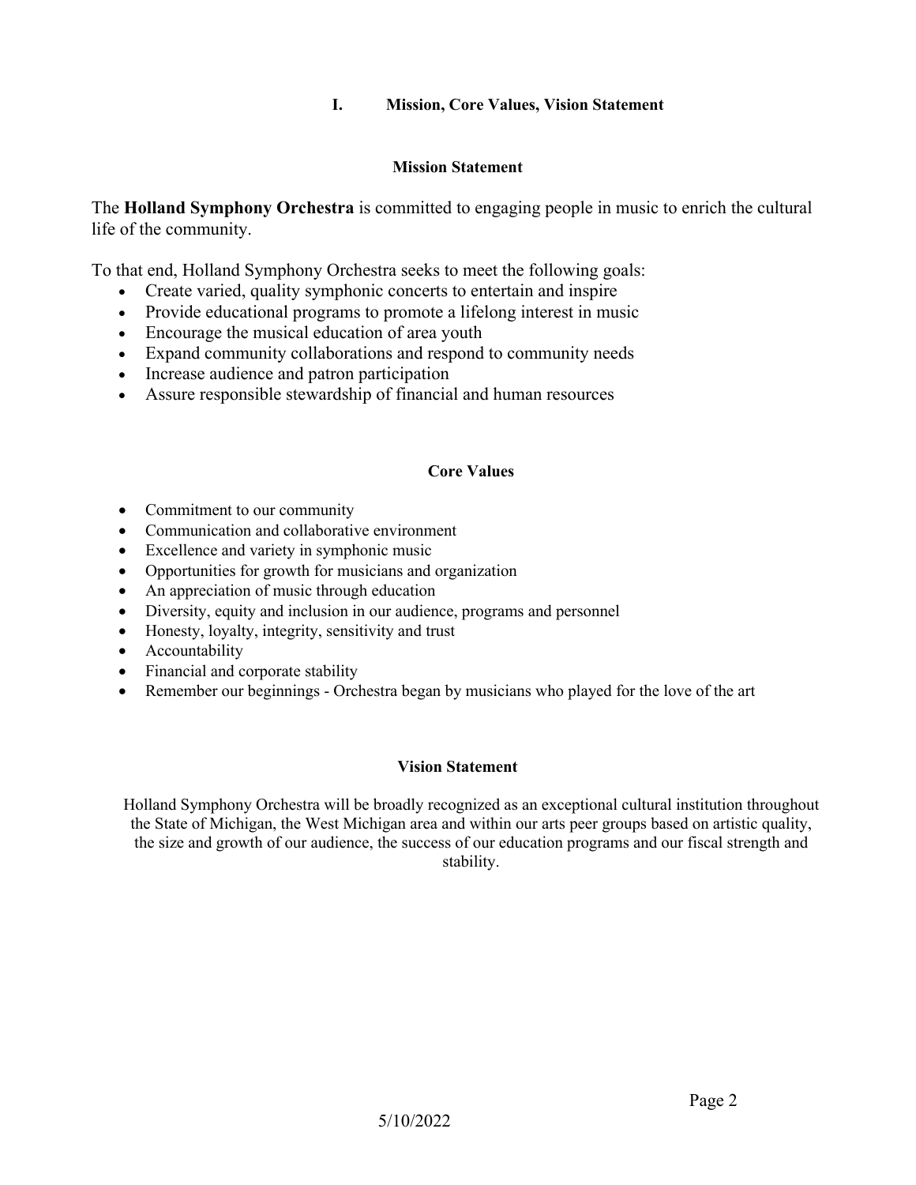## I. Mission, Core Values, Vision Statement

### Mission Statement

The **Holland Symphony Orchestra** is committed to engaging people in music to enrich the cultural life of the community.

To that end, Holland Symphony Orchestra seeks to meet the following goals:

- Create varied, quality symphonic concerts to entertain and inspire
- Provide educational programs to promote a lifelong interest in music
- Encourage the musical education of area youth
- Expand community collaborations and respond to community needs
- Increase audience and patron participation
- Assure responsible stewardship of financial and human resources

### Core Values

- Commitment to our community
- Communication and collaborative environment
- Excellence and variety in symphonic music
- Opportunities for growth for musicians and organization
- An appreciation of music through education
- Diversity, equity and inclusion in our audience, programs and personnel
- Honesty, loyalty, integrity, sensitivity and trust
- Accountability
- Financial and corporate stability
- Remember our beginnings - Orchestra began by musicians who played for the love of the art

### Vision Statement

Holland Symphony Orchestra will be broadly recognized as an exceptional cultural institution throughout the State of Michigan, the West Michigan area and within our arts peer groups based on artistic quality, the size and growth of our audience, the success of our education programs and our fiscal strength and stability.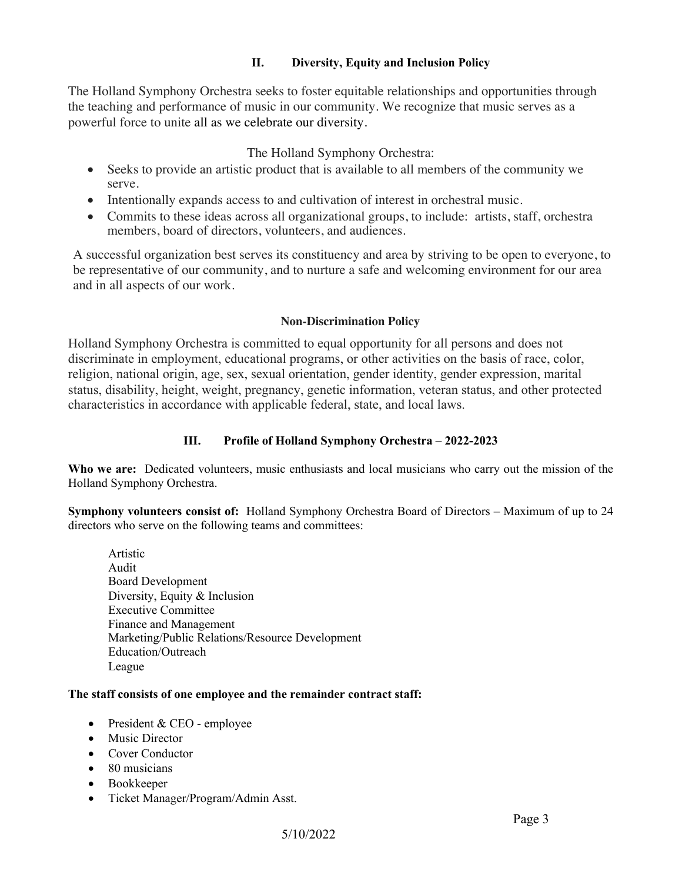## II. Diversity, Equity and Inclusion Policy

The Holland Symphony Orchestra seeks to foster equitable relationships and opportunities through the teaching and performance of music in our community. We recognize that music serves as a powerful force to unite all as we celebrate our diversity.

The Holland Symphony Orchestra:

- Seeks to provide an artistic product that is available to all members of the community we serve.
- Intentionally expands access to and cultivation of interest in orchestral music.
- Commits to these ideas across all organizational groups, to include: artists, staff, orchestra members, board of directors, volunteers, and audiences.

A successful organization best serves its constituency and area by striving to be open to everyone, to be representative of our community, and to nurture a safe and welcoming environment for our area and in all aspects of our work.

### Non-Discrimination Policy

Holland Symphony Orchestra is committed to equal opportunity for all persons and does not discriminate in employment, educational programs, or other activities on the basis of race, color, religion, national origin, age, sex, sexual orientation, gender identity, gender expression, marital status, disability, height, weight, pregnancy, genetic information, veteran status, and other protected characteristics in accordance with applicable federal, state, and local laws.

## III. Profile of Holland Symphony Orchestra – 2022-2023

**Who we are:** Dedicated volunteers, music enthusiasts and local musicians who carry out the mission of the Holland Symphony Orchestra.

**Symphony volunteers consist of:** Holland Symphony Orchestra Board of Directors – Maximum of up to 24 directors who serve on the following teams and committees:

Artistic
Audit
Board Development
Diversity, Equity & Inclusion
Executive Committee
Finance and Management
Marketing/Public Relations/Resource Development
Education/Outreach
League

**The staff consists of one employee and the remainder contract staff:**

- President & CEO - employee
- Music Director
- Cover Conductor
- 80 musicians
- Bookkeeper
- Ticket Manager/Program/Admin Asst.

5/10/2022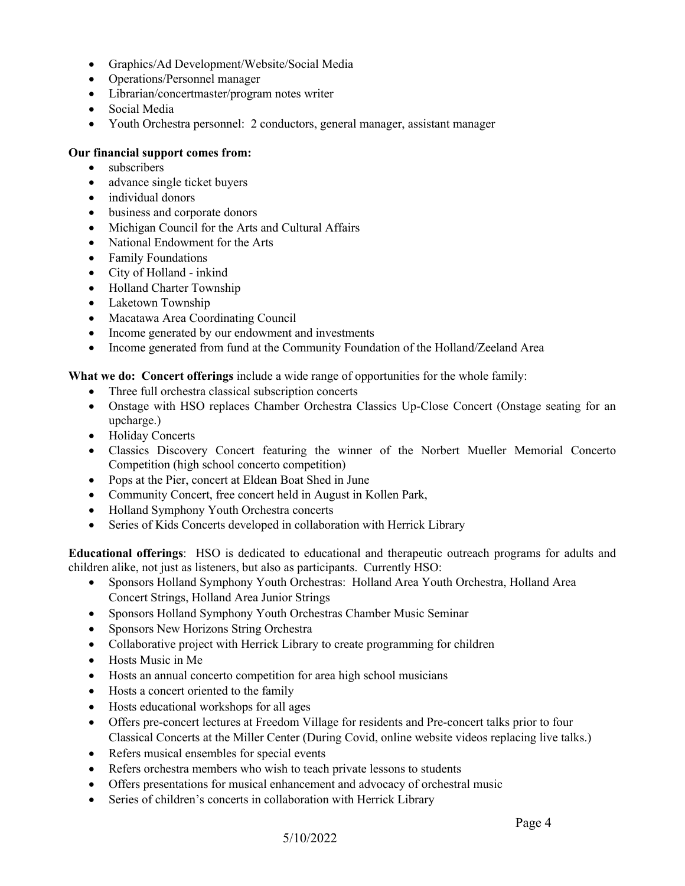- Graphics/Ad Development/Website/Social Media
- Operations/Personnel manager
- Librarian/concertmaster/program notes writer
- Social Media
- Youth Orchestra personnel: 2 conductors, general manager, assistant manager

**Our financial support comes from:**

- subscribers
- advance single ticket buyers
- individual donors
- business and corporate donors
- Michigan Council for the Arts and Cultural Affairs
- National Endowment for the Arts
- Family Foundations
- City of Holland - inkind
- Holland Charter Township
- Laketown Township
- Macatawa Area Coordinating Council
- Income generated by our endowment and investments
- Income generated from fund at the Community Foundation of the Holland/Zeeland Area

**What we do: Concert offerings** include a wide range of opportunities for the whole family:

- Three full orchestra classical subscription concerts
- Onstage with HSO replaces Chamber Orchestra Classics Up-Close Concert (Onstage seating for an upcharge.)
- Holiday Concerts
- Classics Discovery Concert featuring the winner of the Norbert Mueller Memorial Concerto Competition (high school concerto competition)
- Pops at the Pier, concert at Eldean Boat Shed in June
- Community Concert, free concert held in August in Kollen Park,
- Holland Symphony Youth Orchestra concerts
- Series of Kids Concerts developed in collaboration with Herrick Library

**Educational offerings**: HSO is dedicated to educational and therapeutic outreach programs for adults and children alike, not just as listeners, but also as participants. Currently HSO:

- Sponsors Holland Symphony Youth Orchestras: Holland Area Youth Orchestra, Holland Area Concert Strings, Holland Area Junior Strings
- Sponsors Holland Symphony Youth Orchestras Chamber Music Seminar
- Sponsors New Horizons String Orchestra
- Collaborative project with Herrick Library to create programming for children
- Hosts Music in Me
- Hosts an annual concerto competition for area high school musicians
- Hosts a concert oriented to the family
- Hosts educational workshops for all ages
- Offers pre-concert lectures at Freedom Village for residents and Pre-concert talks prior to four Classical Concerts at the Miller Center (During Covid, online website videos replacing live talks.)
- Refers musical ensembles for special events
- Refers orchestra members who wish to teach private lessons to students
- Offers presentations for musical enhancement and advocacy of orchestral music
- Series of children's concerts in collaboration with Herrick Library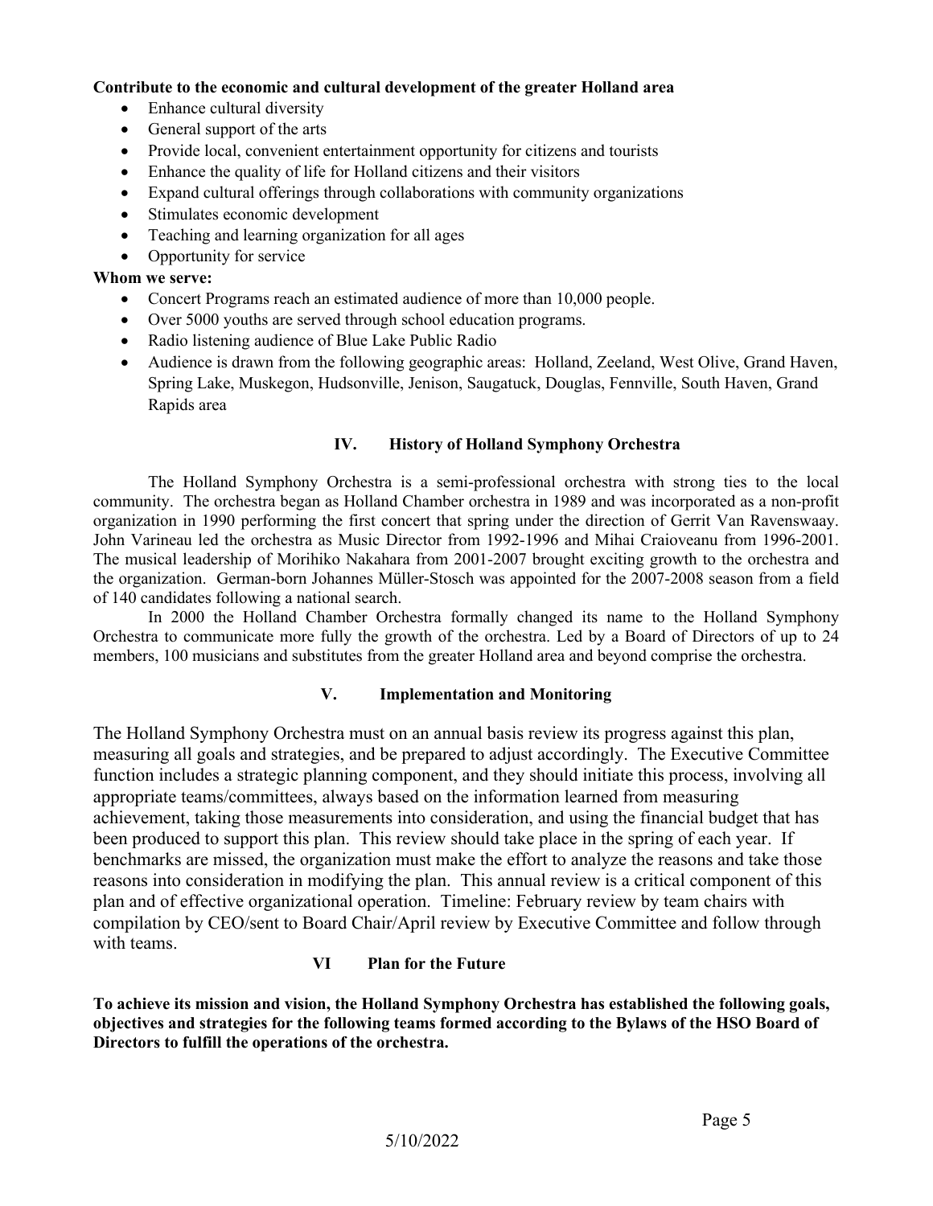**Contribute to the economic and cultural development of the greater Holland area**

- Enhance cultural diversity
- General support of the arts
- Provide local, convenient entertainment opportunity for citizens and tourists
- Enhance the quality of life for Holland citizens and their visitors
- Expand cultural offerings through collaborations with community organizations
- Stimulates economic development
- Teaching and learning organization for all ages
- Opportunity for service

**Whom we serve:**

- Concert Programs reach an estimated audience of more than 10,000 people.
- Over 5000 youths are served through school education programs.
- Radio listening audience of Blue Lake Public Radio
- Audience is drawn from the following geographic areas: Holland, Zeeland, West Olive, Grand Haven, Spring Lake, Muskegon, Hudsonville, Jenison, Saugatuck, Douglas, Fennville, South Haven, Grand Rapids area

## IV. History of Holland Symphony Orchestra

The Holland Symphony Orchestra is a semi-professional orchestra with strong ties to the local community. The orchestra began as Holland Chamber orchestra in 1989 and was incorporated as a non-profit organization in 1990 performing the first concert that spring under the direction of Gerrit Van Ravenswaay. John Varineau led the orchestra as Music Director from 1992-1996 and Mihai Craioveanu from 1996-2001. The musical leadership of Morihiko Nakahara from 2001-2007 brought exciting growth to the orchestra and the organization. German-born Johannes Müller-Stosch was appointed for the 2007-2008 season from a field of 140 candidates following a national search.

In 2000 the Holland Chamber Orchestra formally changed its name to the Holland Symphony Orchestra to communicate more fully the growth of the orchestra. Led by a Board of Directors of up to 24 members, 100 musicians and substitutes from the greater Holland area and beyond comprise the orchestra.

## V. Implementation and Monitoring

The Holland Symphony Orchestra must on an annual basis review its progress against this plan, measuring all goals and strategies, and be prepared to adjust accordingly. The Executive Committee function includes a strategic planning component, and they should initiate this process, involving all appropriate teams/committees, always based on the information learned from measuring achievement, taking those measurements into consideration, and using the financial budget that has been produced to support this plan. This review should take place in the spring of each year. If benchmarks are missed, the organization must make the effort to analyze the reasons and take those reasons into consideration in modifying the plan. This annual review is a critical component of this plan and of effective organizational operation. Timeline: February review by team chairs with compilation by CEO/sent to Board Chair/April review by Executive Committee and follow through with teams.

## VI Plan for the Future

**To achieve its mission and vision, the Holland Symphony Orchestra has established the following goals, objectives and strategies for the following teams formed according to the Bylaws of the HSO Board of Directors to fulfill the operations of the orchestra.**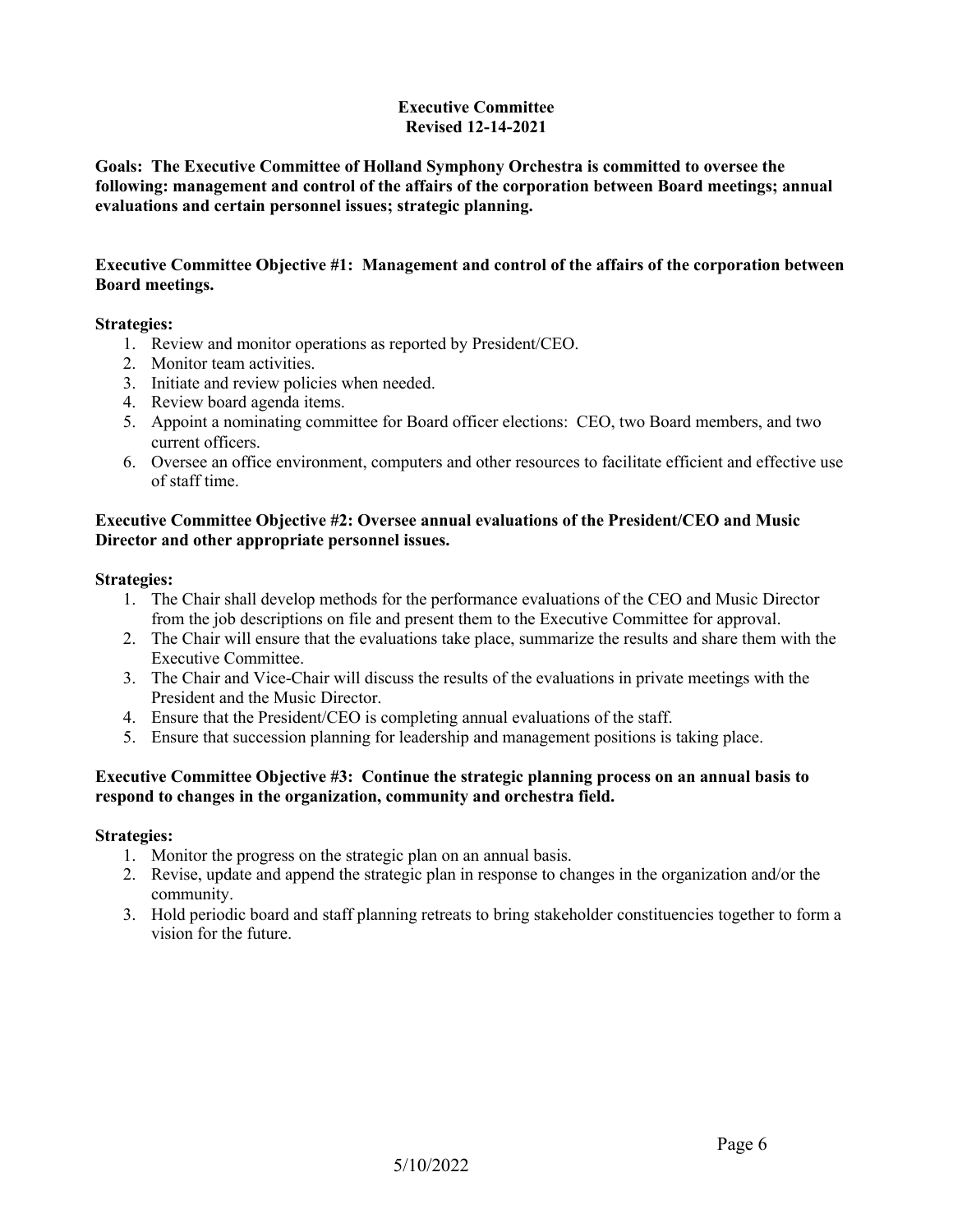## Executive Committee
**Revised 12-14-2021**

**Goals: The Executive Committee of Holland Symphony Orchestra is committed to oversee the following: management and control of the affairs of the corporation between Board meetings; annual evaluations and certain personnel issues; strategic planning.**

### Executive Committee Objective #1: Management and control of the affairs of the corporation between Board meetings.

**Strategies:**

1. Review and monitor operations as reported by President/CEO.
2. Monitor team activities.
3. Initiate and review policies when needed.
4. Review board agenda items.
5. Appoint a nominating committee for Board officer elections: CEO, two Board members, and two current officers.
6. Oversee an office environment, computers and other resources to facilitate efficient and effective use of staff time.

### Executive Committee Objective #2: Oversee annual evaluations of the President/CEO and Music Director and other appropriate personnel issues.

**Strategies:**

1. The Chair shall develop methods for the performance evaluations of the CEO and Music Director from the job descriptions on file and present them to the Executive Committee for approval.
2. The Chair will ensure that the evaluations take place, summarize the results and share them with the Executive Committee.
3. The Chair and Vice-Chair will discuss the results of the evaluations in private meetings with the President and the Music Director.
4. Ensure that the President/CEO is completing annual evaluations of the staff.
5. Ensure that succession planning for leadership and management positions is taking place.

### Executive Committee Objective #3: Continue the strategic planning process on an annual basis to respond to changes in the organization, community and orchestra field.

**Strategies:**

1. Monitor the progress on the strategic plan on an annual basis.
2. Revise, update and append the strategic plan in response to changes in the organization and/or the community.
3. Hold periodic board and staff planning retreats to bring stakeholder constituencies together to form a vision for the future.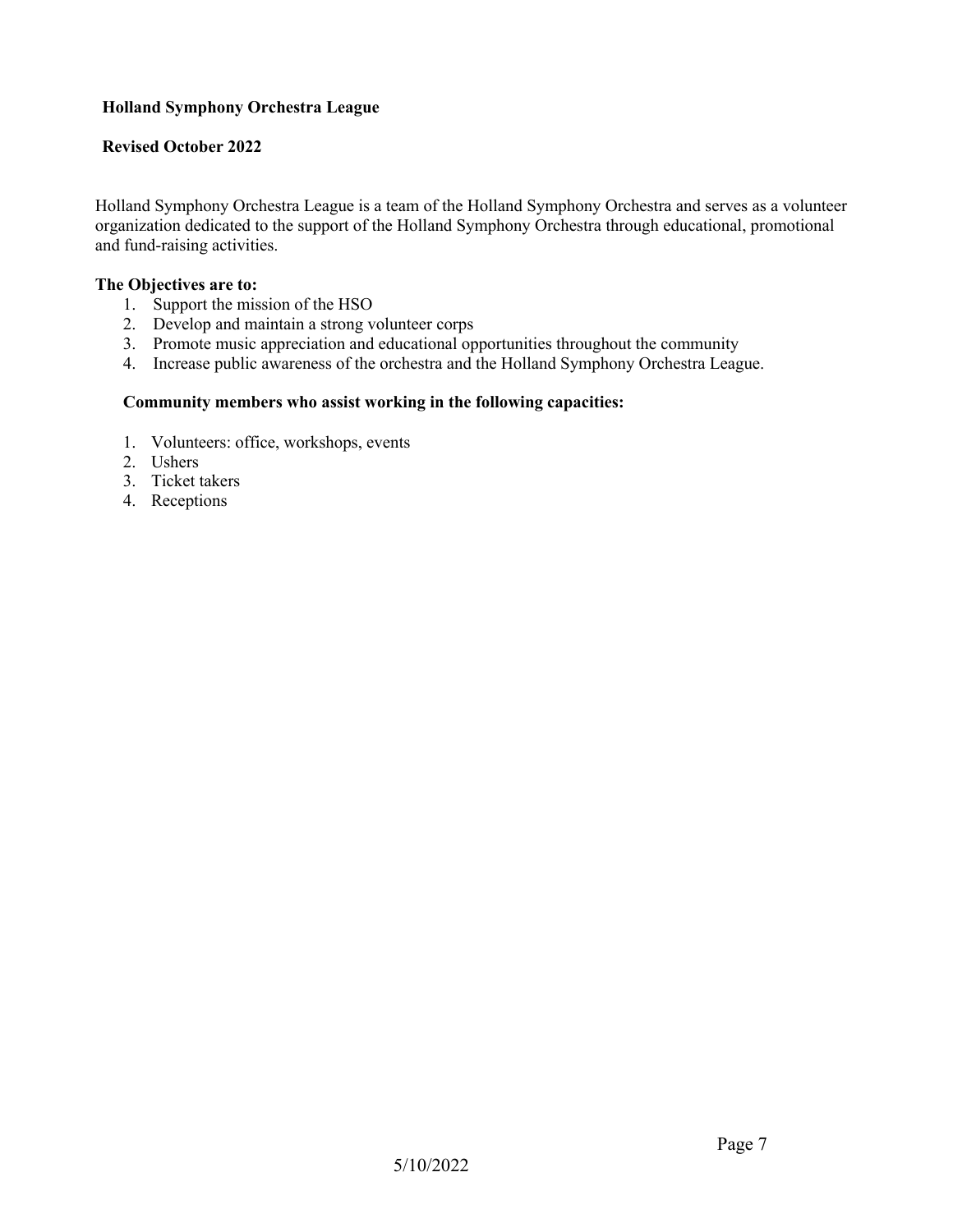**Holland Symphony Orchestra League**

**Revised October 2022**

Holland Symphony Orchestra League is a team of the Holland Symphony Orchestra and serves as a volunteer organization dedicated to the support of the Holland Symphony Orchestra through educational, promotional and fund-raising activities.

**The Objectives are to:**

1. Support the mission of the HSO
2. Develop and maintain a strong volunteer corps
3. Promote music appreciation and educational opportunities throughout the community
4. Increase public awareness of the orchestra and the Holland Symphony Orchestra League.

**Community members who assist working in the following capacities:**

1. Volunteers: office, workshops, events
2. Ushers
3. Ticket takers
4. Receptions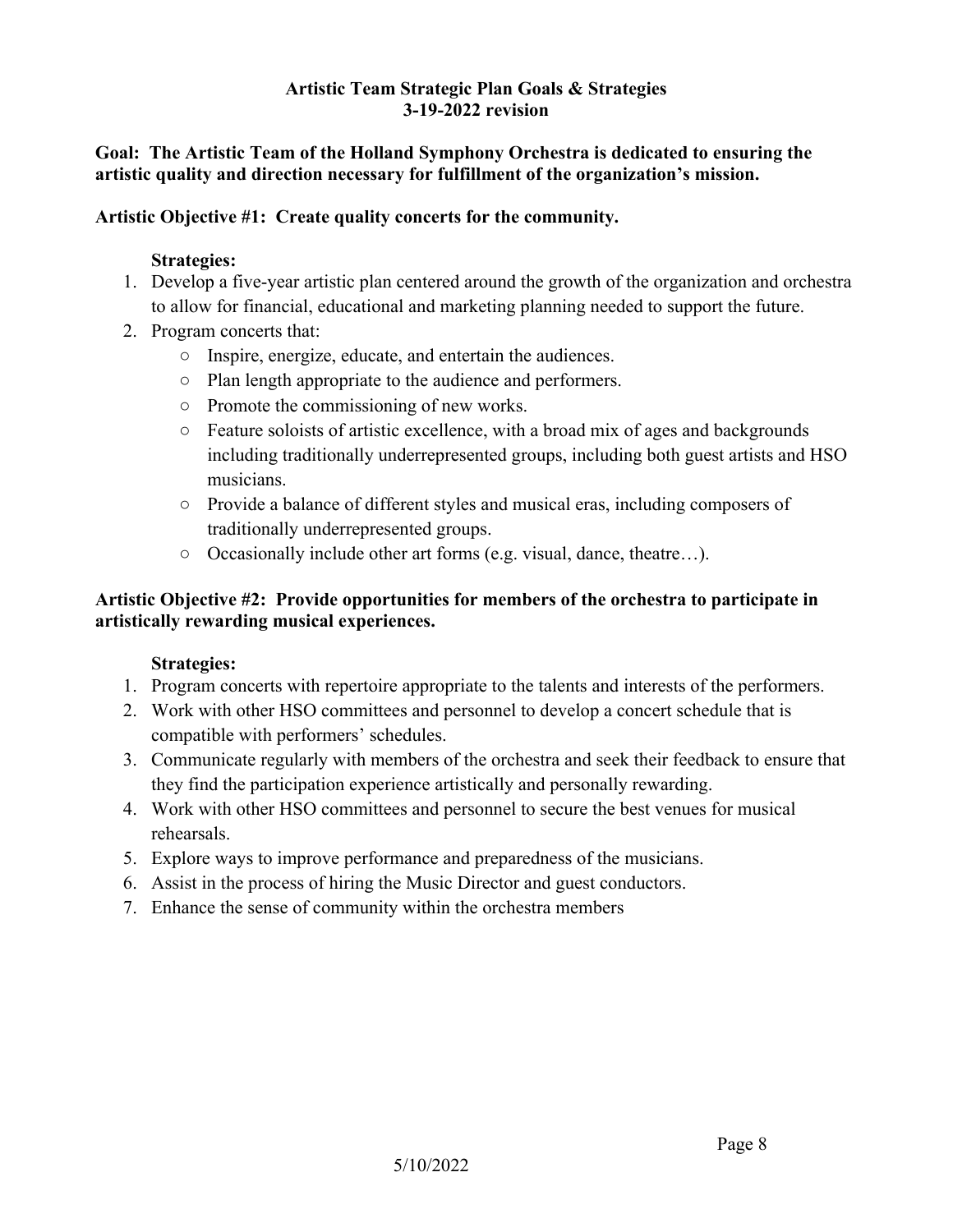## Artistic Team Strategic Plan Goals & Strategies
## 3-19-2022 revision

**Goal: The Artistic Team of the Holland Symphony Orchestra is dedicated to ensuring the artistic quality and direction necessary for fulfillment of the organization's mission.**

**Artistic Objective #1: Create quality concerts for the community.**

**Strategies:**

1. Develop a five-year artistic plan centered around the growth of the organization and orchestra to allow for financial, educational and marketing planning needed to support the future.
2. Program concerts that:
   - Inspire, energize, educate, and entertain the audiences.
   - Plan length appropriate to the audience and performers.
   - Promote the commissioning of new works.
   - Feature soloists of artistic excellence, with a broad mix of ages and backgrounds including traditionally underrepresented groups, including both guest artists and HSO musicians.
   - Provide a balance of different styles and musical eras, including composers of traditionally underrepresented groups.
   - Occasionally include other art forms (e.g. visual, dance, theatre…).

**Artistic Objective #2: Provide opportunities for members of the orchestra to participate in artistically rewarding musical experiences.**

**Strategies:**

1. Program concerts with repertoire appropriate to the talents and interests of the performers.
2. Work with other HSO committees and personnel to develop a concert schedule that is compatible with performers' schedules.
3. Communicate regularly with members of the orchestra and seek their feedback to ensure that they find the participation experience artistically and personally rewarding.
4. Work with other HSO committees and personnel to secure the best venues for musical rehearsals.
5. Explore ways to improve performance and preparedness of the musicians.
6. Assist in the process of hiring the Music Director and guest conductors.
7. Enhance the sense of community within the orchestra members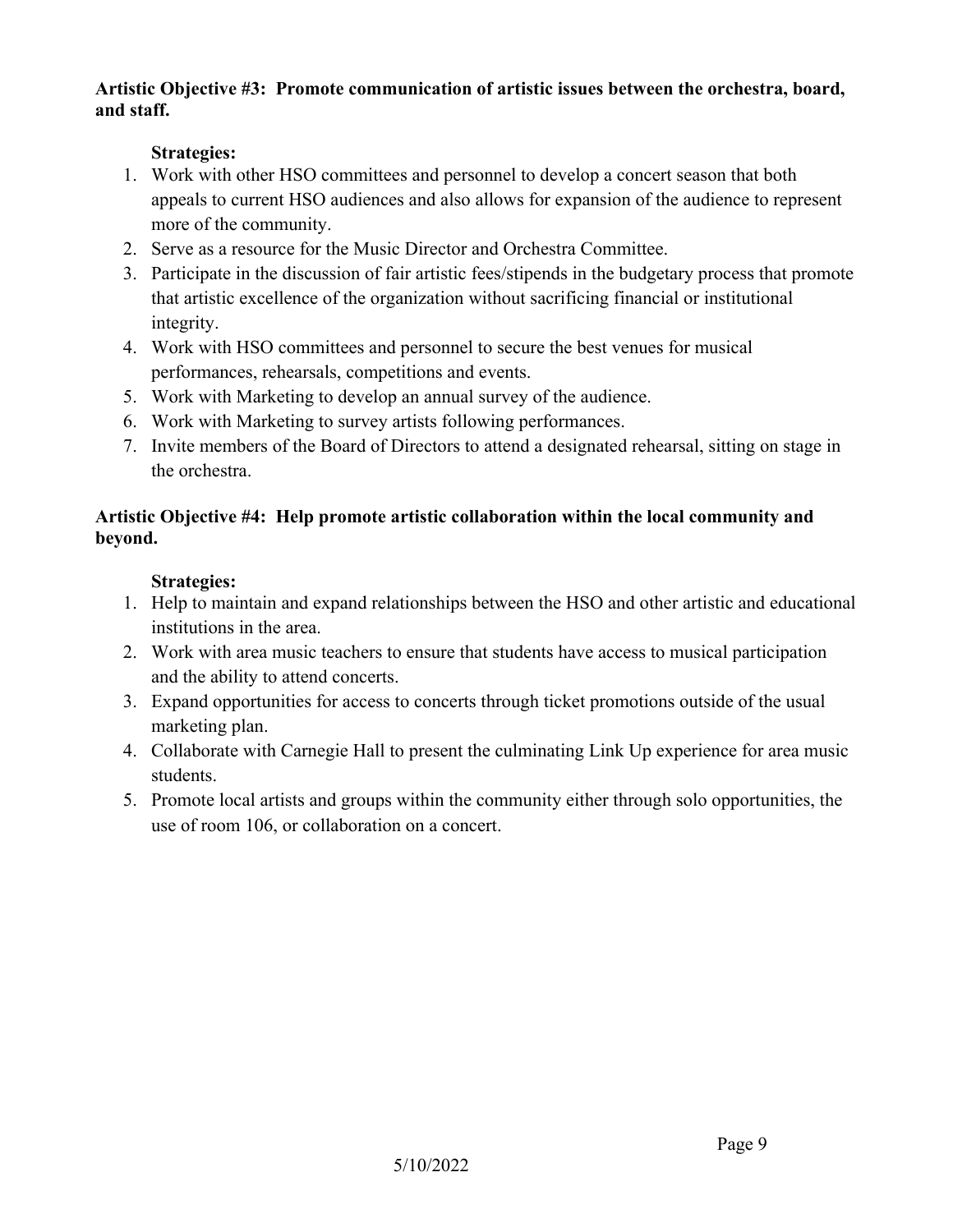**Artistic Objective #3: Promote communication of artistic issues between the orchestra, board, and staff.**

**Strategies:**

1. Work with other HSO committees and personnel to develop a concert season that both appeals to current HSO audiences and also allows for expansion of the audience to represent more of the community.
2. Serve as a resource for the Music Director and Orchestra Committee.
3. Participate in the discussion of fair artistic fees/stipends in the budgetary process that promote that artistic excellence of the organization without sacrificing financial or institutional integrity.
4. Work with HSO committees and personnel to secure the best venues for musical performances, rehearsals, competitions and events.
5. Work with Marketing to develop an annual survey of the audience.
6. Work with Marketing to survey artists following performances.
7. Invite members of the Board of Directors to attend a designated rehearsal, sitting on stage in the orchestra.

**Artistic Objective #4: Help promote artistic collaboration within the local community and beyond.**

**Strategies:**

1. Help to maintain and expand relationships between the HSO and other artistic and educational institutions in the area.
2. Work with area music teachers to ensure that students have access to musical participation and the ability to attend concerts.
3. Expand opportunities for access to concerts through ticket promotions outside of the usual marketing plan.
4. Collaborate with Carnegie Hall to present the culminating Link Up experience for area music students.
5. Promote local artists and groups within the community either through solo opportunities, the use of room 106, or collaboration on a concert.

5/10/2022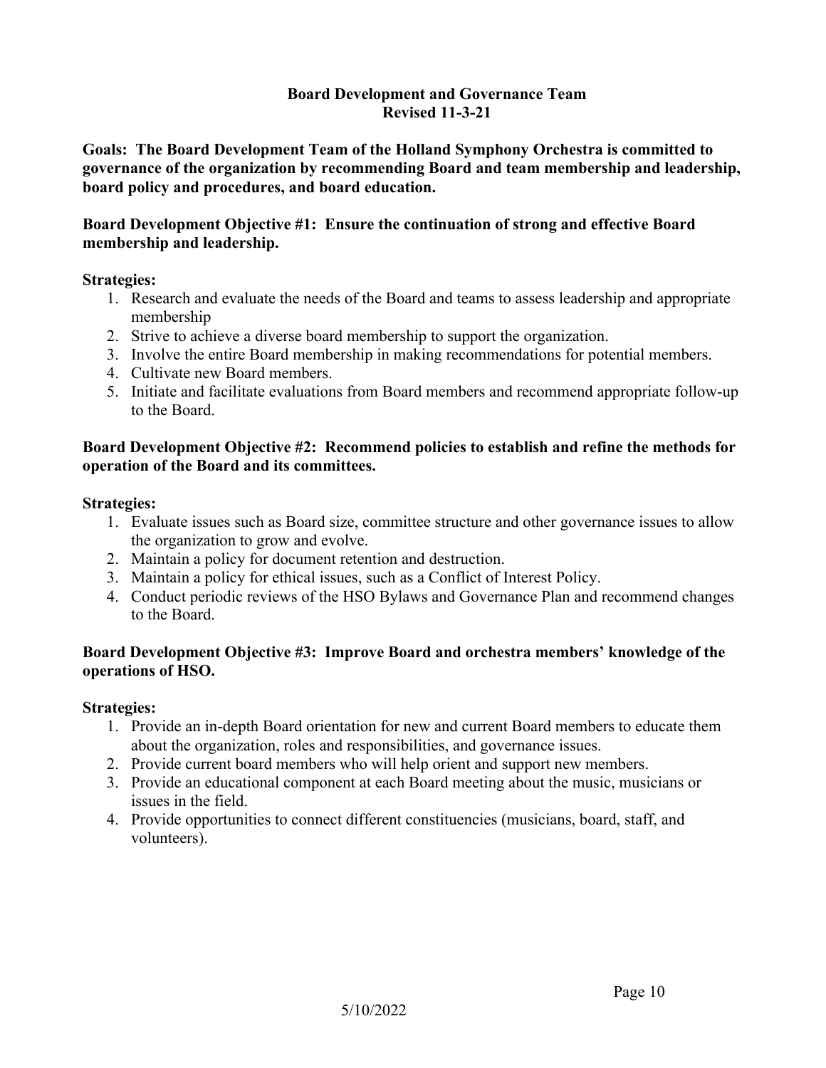## Board Development and Governance Team
**Revised 11-3-21**

**Goals: The Board Development Team of the Holland Symphony Orchestra is committed to governance of the organization by recommending Board and team membership and leadership, board policy and procedures, and board education.**

**Board Development Objective #1: Ensure the continuation of strong and effective Board membership and leadership.**

**Strategies:**

1. Research and evaluate the needs of the Board and teams to assess leadership and appropriate membership
2. Strive to achieve a diverse board membership to support the organization.
3. Involve the entire Board membership in making recommendations for potential members.
4. Cultivate new Board members.
5. Initiate and facilitate evaluations from Board members and recommend appropriate follow-up to the Board.

**Board Development Objective #2: Recommend policies to establish and refine the methods for operation of the Board and its committees.**

**Strategies:**

1. Evaluate issues such as Board size, committee structure and other governance issues to allow the organization to grow and evolve.
2. Maintain a policy for document retention and destruction.
3. Maintain a policy for ethical issues, such as a Conflict of Interest Policy.
4. Conduct periodic reviews of the HSO Bylaws and Governance Plan and recommend changes to the Board.

**Board Development Objective #3: Improve Board and orchestra members' knowledge of the operations of HSO.**

**Strategies:**

1. Provide an in-depth Board orientation for new and current Board members to educate them about the organization, roles and responsibilities, and governance issues.
2. Provide current board members who will help orient and support new members.
3. Provide an educational component at each Board meeting about the music, musicians or issues in the field.
4. Provide opportunities to connect different constituencies (musicians, board, staff, and volunteers).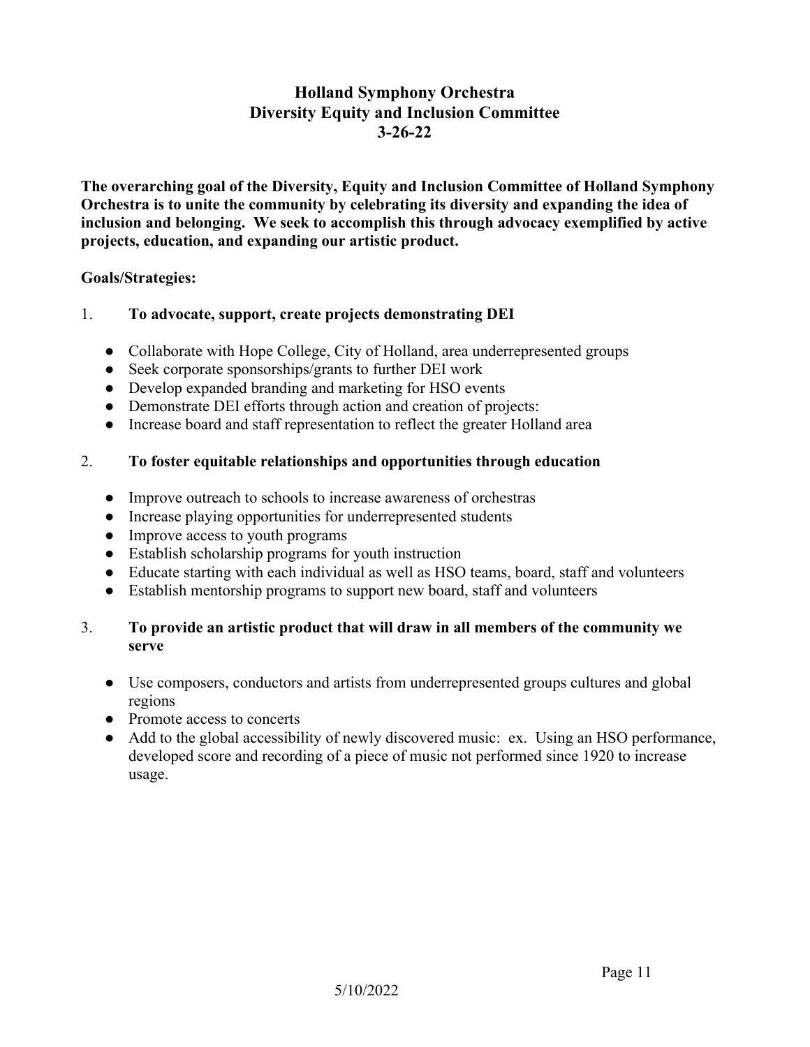# Holland Symphony Orchestra
## Diversity Equity and Inclusion Committee
## 3-26-22

**The overarching goal of the Diversity, Equity and Inclusion Committee of Holland Symphony Orchestra is to unite the community by celebrating its diversity and expanding the idea of inclusion and belonging. We seek to accomplish this through advocacy exemplified by active projects, education, and expanding our artistic product.**

**Goals/Strategies:**

1. **To advocate, support, create projects demonstrating DEI**
   - Collaborate with Hope College, City of Holland, area underrepresented groups
   - Seek corporate sponsorships/grants to further DEI work
   - Develop expanded branding and marketing for HSO events
   - Demonstrate DEI efforts through action and creation of projects:
   - Increase board and staff representation to reflect the greater Holland area

2. **To foster equitable relationships and opportunities through education**
   - Improve outreach to schools to increase awareness of orchestras
   - Increase playing opportunities for underrepresented students
   - Improve access to youth programs
   - Establish scholarship programs for youth instruction
   - Educate starting with each individual as well as HSO teams, board, staff and volunteers
   - Establish mentorship programs to support new board, staff and volunteers

3. **To provide an artistic product that will draw in all members of the community we serve**
   - Use composers, conductors and artists from underrepresented groups cultures and global regions
   - Promote access to concerts
   - Add to the global accessibility of newly discovered music: ex. Using an HSO performance, developed score and recording of a piece of music not performed since 1920 to increase usage.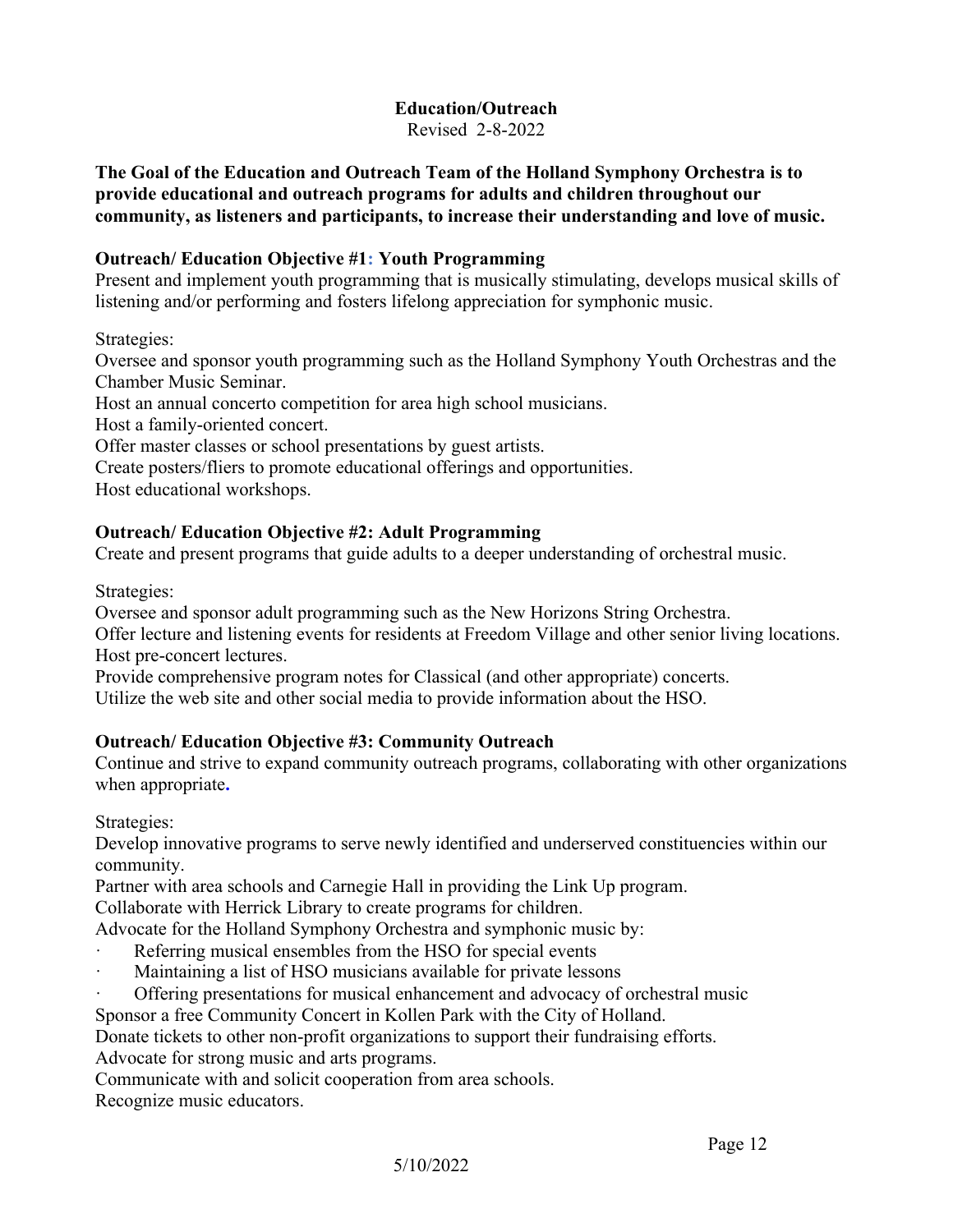## Education/Outreach

Revised 2-8-2022

**The Goal of the Education and Outreach Team of the Holland Symphony Orchestra is to provide educational and outreach programs for adults and children throughout our community, as listeners and participants, to increase their understanding and love of music.**

### Outreach/ Education Objective #1: Youth Programming

Present and implement youth programming that is musically stimulating, develops musical skills of listening and/or performing and fosters lifelong appreciation for symphonic music.

Strategies:

Oversee and sponsor youth programming such as the Holland Symphony Youth Orchestras and the Chamber Music Seminar.
Host an annual concerto competition for area high school musicians.
Host a family-oriented concert.
Offer master classes or school presentations by guest artists.
Create posters/fliers to promote educational offerings and opportunities.
Host educational workshops.

### Outreach/ Education Objective #2: Adult Programming

Create and present programs that guide adults to a deeper understanding of orchestral music.

Strategies:

Oversee and sponsor adult programming such as the New Horizons String Orchestra.
Offer lecture and listening events for residents at Freedom Village and other senior living locations.
Host pre-concert lectures.
Provide comprehensive program notes for Classical (and other appropriate) concerts.
Utilize the web site and other social media to provide information about the HSO.

### Outreach/ Education Objective #3: Community Outreach

Continue and strive to expand community outreach programs, collaborating with other organizations when appropriate.

Strategies:

Develop innovative programs to serve newly identified and underserved constituencies within our community.
Partner with area schools and Carnegie Hall in providing the Link Up program.
Collaborate with Herrick Library to create programs for children.
Advocate for the Holland Symphony Orchestra and symphonic music by:

- Referring musical ensembles from the HSO for special events
- Maintaining a list of HSO musicians available for private lessons
- Offering presentations for musical enhancement and advocacy of orchestral music

Sponsor a free Community Concert in Kollen Park with the City of Holland.
Donate tickets to other non-profit organizations to support their fundraising efforts.
Advocate for strong music and arts programs.
Communicate with and solicit cooperation from area schools.
Recognize music educators.

5/10/2022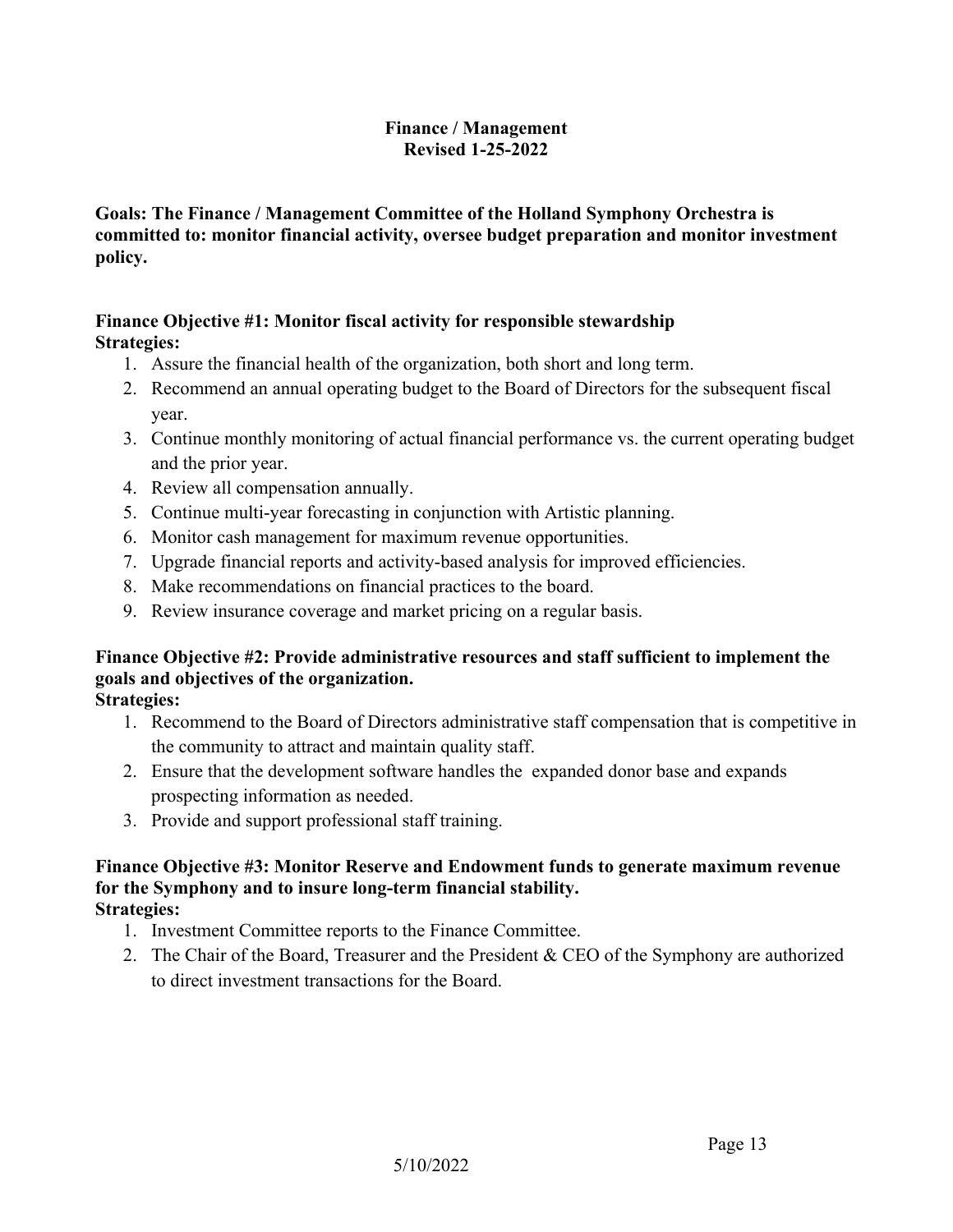## Finance / Management
### Revised 1-25-2022

**Goals: The Finance / Management Committee of the Holland Symphony Orchestra is committed to: monitor financial activity, oversee budget preparation and monitor investment policy.**

**Finance Objective #1: Monitor fiscal activity for responsible stewardship**
**Strategies:**

1. Assure the financial health of the organization, both short and long term.
2. Recommend an annual operating budget to the Board of Directors for the subsequent fiscal year.
3. Continue monthly monitoring of actual financial performance vs. the current operating budget and the prior year.
4. Review all compensation annually.
5. Continue multi-year forecasting in conjunction with Artistic planning.
6. Monitor cash management for maximum revenue opportunities.
7. Upgrade financial reports and activity-based analysis for improved efficiencies.
8. Make recommendations on financial practices to the board.
9. Review insurance coverage and market pricing on a regular basis.

**Finance Objective #2: Provide administrative resources and staff sufficient to implement the goals and objectives of the organization.**
**Strategies:**

1. Recommend to the Board of Directors administrative staff compensation that is competitive in the community to attract and maintain quality staff.
2. Ensure that the development software handles the expanded donor base and expands prospecting information as needed.
3. Provide and support professional staff training.

**Finance Objective #3: Monitor Reserve and Endowment funds to generate maximum revenue for the Symphony and to insure long-term financial stability.**
**Strategies:**

1. Investment Committee reports to the Finance Committee.
2. The Chair of the Board, Treasurer and the President & CEO of the Symphony are authorized to direct investment transactions for the Board.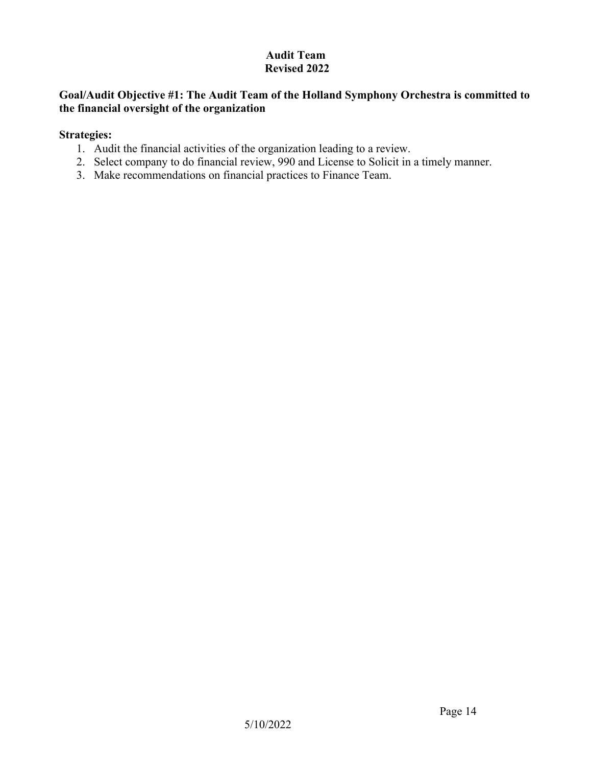# Audit Team
## Revised 2022

**Goal/Audit Objective #1: The Audit Team of the Holland Symphony Orchestra is committed to the financial oversight of the organization**

**Strategies:**

1. Audit the financial activities of the organization leading to a review.
2. Select company to do financial review, 990 and License to Solicit in a timely manner.
3. Make recommendations on financial practices to Finance Team.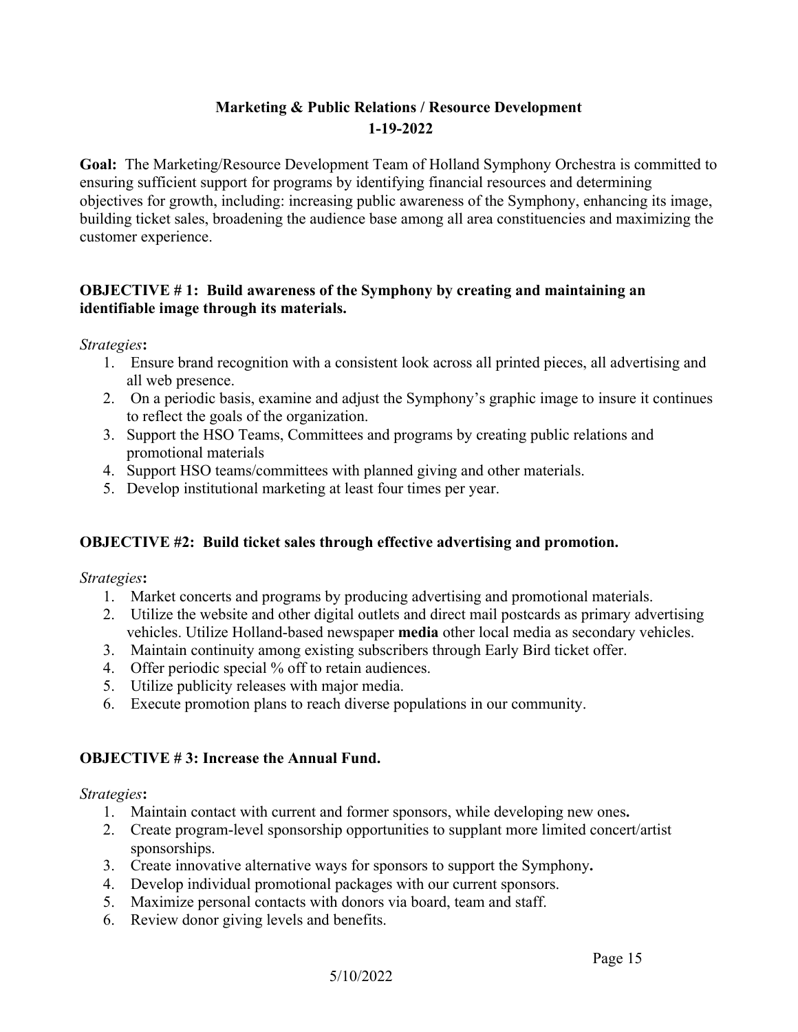## Marketing & Public Relations / Resource Development
## 1-19-2022

**Goal:** The Marketing/Resource Development Team of Holland Symphony Orchestra is committed to ensuring sufficient support for programs by identifying financial resources and determining objectives for growth, including: increasing public awareness of the Symphony, enhancing its image, building ticket sales, broadening the audience base among all area constituencies and maximizing the customer experience.

### OBJECTIVE # 1: Build awareness of the Symphony by creating and maintaining an identifiable image through its materials.

*Strategies***:**

1. Ensure brand recognition with a consistent look across all printed pieces, all advertising and all web presence.
2. On a periodic basis, examine and adjust the Symphony's graphic image to insure it continues to reflect the goals of the organization.
3. Support the HSO Teams, Committees and programs by creating public relations and promotional materials
4. Support HSO teams/committees with planned giving and other materials.
5. Develop institutional marketing at least four times per year.

### OBJECTIVE #2: Build ticket sales through effective advertising and promotion.

*Strategies***:**

1. Market concerts and programs by producing advertising and promotional materials.
2. Utilize the website and other digital outlets and direct mail postcards as primary advertising vehicles. Utilize Holland-based newspaper **media** other local media as secondary vehicles.
3. Maintain continuity among existing subscribers through Early Bird ticket offer.
4. Offer periodic special % off to retain audiences.
5. Utilize publicity releases with major media.
6. Execute promotion plans to reach diverse populations in our community.

### OBJECTIVE # 3: Increase the Annual Fund.

*Strategies***:**

1. Maintain contact with current and former sponsors, while developing new ones**.**
2. Create program-level sponsorship opportunities to supplant more limited concert/artist sponsorships.
3. Create innovative alternative ways for sponsors to support the Symphony**.**
4. Develop individual promotional packages with our current sponsors.
5. Maximize personal contacts with donors via board, team and staff.
6. Review donor giving levels and benefits.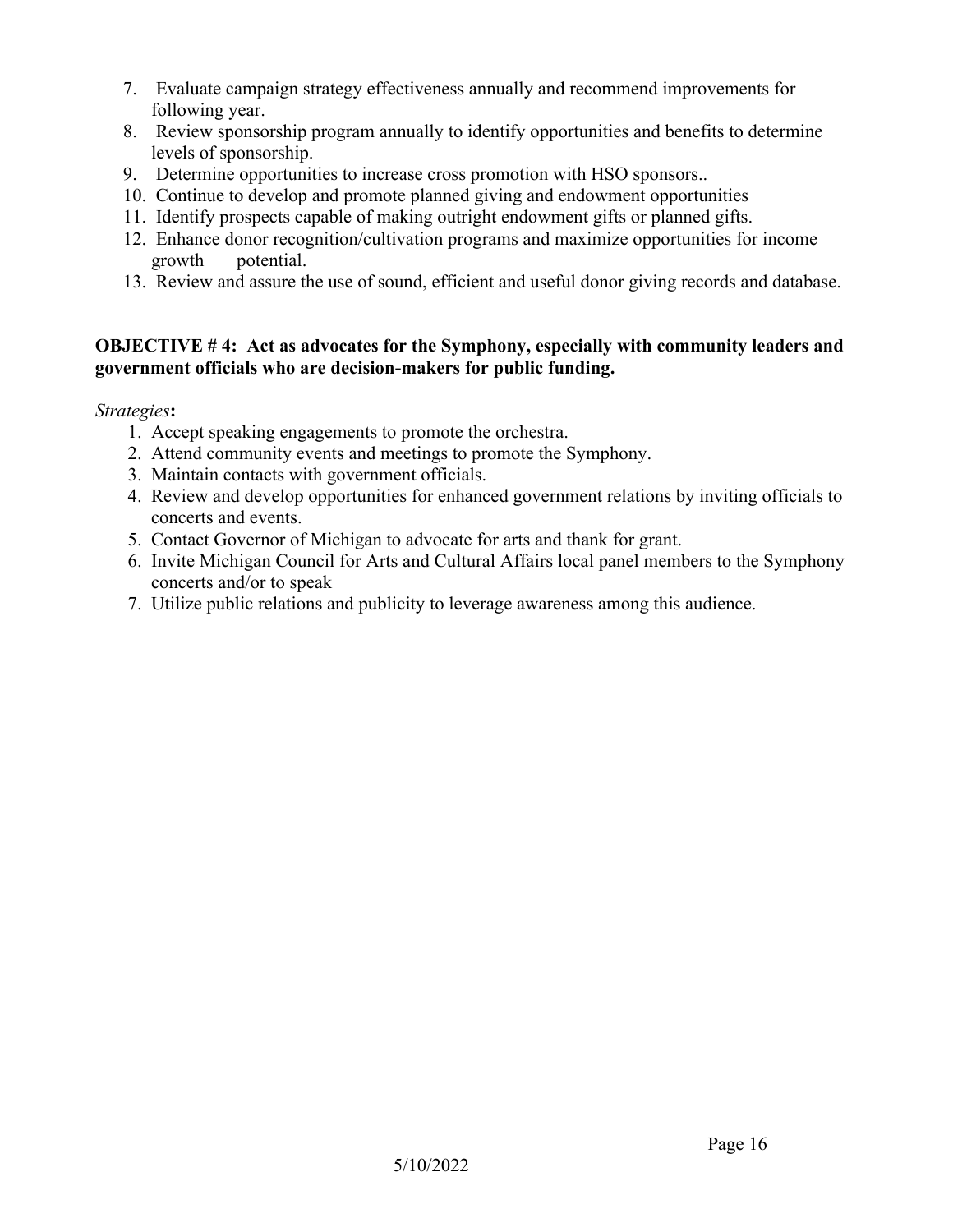7. Evaluate campaign strategy effectiveness annually and recommend improvements for following year.
8. Review sponsorship program annually to identify opportunities and benefits to determine levels of sponsorship.
9. Determine opportunities to increase cross promotion with HSO sponsors..
10. Continue to develop and promote planned giving and endowment opportunities
11. Identify prospects capable of making outright endowment gifts or planned gifts.
12. Enhance donor recognition/cultivation programs and maximize opportunities for income growth potential.
13. Review and assure the use of sound, efficient and useful donor giving records and database.

**OBJECTIVE # 4: Act as advocates for the Symphony, especially with community leaders and government officials who are decision-makers for public funding.**

*Strategies*:

1. Accept speaking engagements to promote the orchestra.
2. Attend community events and meetings to promote the Symphony.
3. Maintain contacts with government officials.
4. Review and develop opportunities for enhanced government relations by inviting officials to concerts and events.
5. Contact Governor of Michigan to advocate for arts and thank for grant.
6. Invite Michigan Council for Arts and Cultural Affairs local panel members to the Symphony concerts and/or to speak
7. Utilize public relations and publicity to leverage awareness among this audience.

5/10/2022